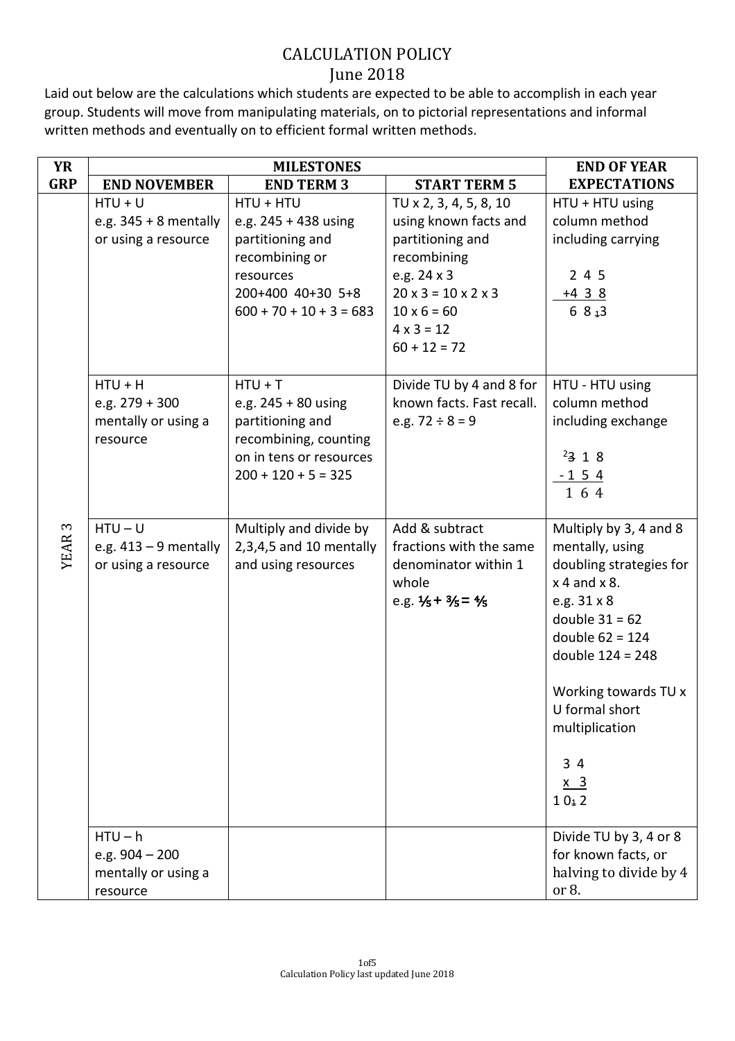# CALCULATION POLICY
## June 2018

Laid out below are the calculations which students are expected to be able to accomplish in each year group. Students will move from manipulating materials, on to pictorial representations and informal written methods and eventually on to efficient formal written methods.

| YR GRP | MILESTONES | | | END OF YEAR EXPECTATIONS |
|---|---|---|---|---|
| | **END NOVEMBER** | **END TERM 3** | **START TERM 5** | |
| YEAR 3 | HTU + U<br>e.g. 345 + 8 mentally or using a resource | HTU + HTU<br>e.g. 245 + 438 using partitioning and recombining or resources<br>200+400 40+30 5+8<br>600 + 70 + 10 + 3 = 683 | TU x 2, 3, 4, 5, 8, 10 using known facts and partitioning and recombining<br>e.g. 24 x 3<br>20 x 3 = 10 x 2 x 3<br>10 x 6 = 60<br>4 x 3 = 12<br>60 + 12 = 72 | HTU + HTU using column method including carrying<br>2 4 5<br>+4 3 8<br>6 8 ₁3 |
| | HTU + H<br>e.g. 279 + 300 mentally or using a resource | HTU + T<br>e.g. 245 + 80 using partitioning and recombining, counting on in tens or resources<br>200 + 120 + 5 = 325 | Divide TU by 4 and 8 for known facts. Fast recall.<br>e.g. 72 ÷ 8 = 9 | HTU - HTU using column method including exchange<br>²~~3~~ 1 8<br>- 1 5 4<br>1 6 4 |
| | HTU – U<br>e.g. 413 – 9 mentally or using a resource | Multiply and divide by 2,3,4,5 and 10 mentally and using resources | Add & subtract fractions with the same denominator within 1 whole<br>e.g. $\frac{1}{5} + \frac{3}{5} = \frac{4}{5}$ | Multiply by 3, 4 and 8 mentally, using doubling strategies for x 4 and x 8.<br>e.g. 31 x 8<br>double 31 = 62<br>double 62 = 124<br>double 124 = 248<br><br>Working towards TU x U formal short multiplication<br>3 4<br>x 3<br>1 0₁ 2 |
| | HTU – h<br>e.g. 904 – 200 mentally or using a resource | | | Divide TU by 3, 4 or 8 for known facts, or halving to divide by 4 or 8. |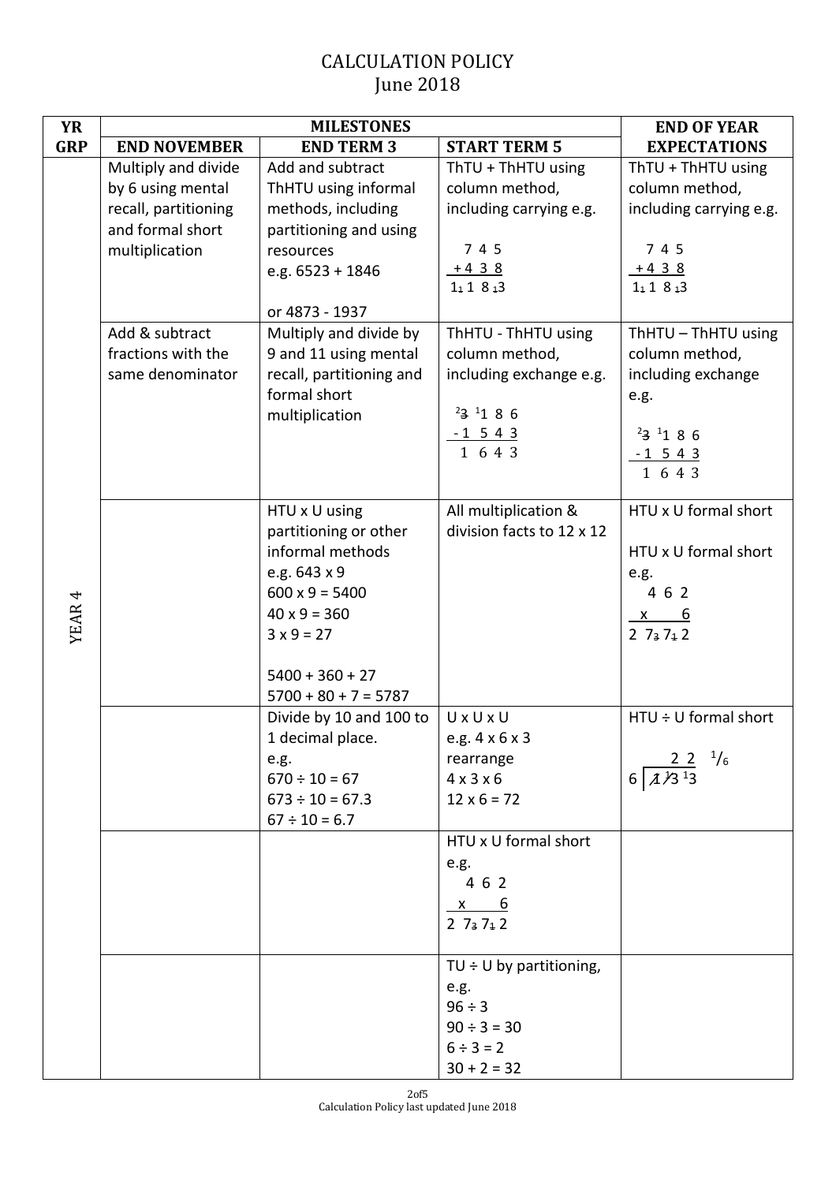# CALCULATION POLICY
June 2018

| YR GRP | MILESTONES | | | END OF YEAR EXPECTATIONS |
|---|---|---|---|---|
| | **END NOVEMBER** | **END TERM 3** | **START TERM 5** | |
| YEAR 4 | Multiply and divide by 6 using mental recall, partitioning and formal short multiplication | Add and subtract ThHTU using informal methods, including partitioning and using resources e.g. 6523 + 1846 or 4873 - 1937 | ThTU + ThHTU using column method, including carrying e.g. 7 4 5 + 4 3 8 = 1₁ 1 8 ₁3 | ThTU + ThHTU using column method, including carrying e.g. 7 4 5 + 4 3 8 = 1₁ 1 8 ₁3 |
| | Add & subtract fractions with the same denominator | Multiply and divide by 9 and 11 using mental recall, partitioning and formal short multiplication | ThHTU - ThHTU using column method, including exchange e.g. ²~~3~~ ¹1 8 6 - 1 5 4 3 = 1 6 4 3 | ThHTU – ThHTU using column method, including exchange e.g. ²~~3~~ ¹1 8 6 - 1 5 4 3 = 1 6 4 3 |
| | | HTU x U using partitioning or other informal methods e.g. 643 x 9<br>600 x 9 = 5400<br>40 x 9 = 360<br>3 x 9 = 27<br>5400 + 360 + 27<br>5700 + 80 + 7 = 5787 | All multiplication & division facts to 12 x 12 | HTU x U formal short<br>HTU x U formal short e.g. 4 6 2 x 6 = 2 7₃ 7₁ 2 |
| | | Divide by 10 and 100 to 1 decimal place. e.g.<br>670 ÷ 10 = 67<br>673 ÷ 10 = 67.3<br>67 ÷ 10 = 6.7 | U x U x U e.g. 4 x 6 x 3 rearrange<br>4 x 3 x 6<br>12 x 6 = 72 | HTU ÷ U formal short<br>6 ) ~~1~~ ~~1~~3 ¹3 = 2 2 ¹/₆ |
| | | | HTU x U formal short e.g. 4 6 2 x 6 = 2 7₃ 7₁ 2 | |
| | | | TU ÷ U by partitioning, e.g.<br>96 ÷ 3<br>90 ÷ 3 = 30<br>6 ÷ 3 = 2<br>30 + 2 = 32 | |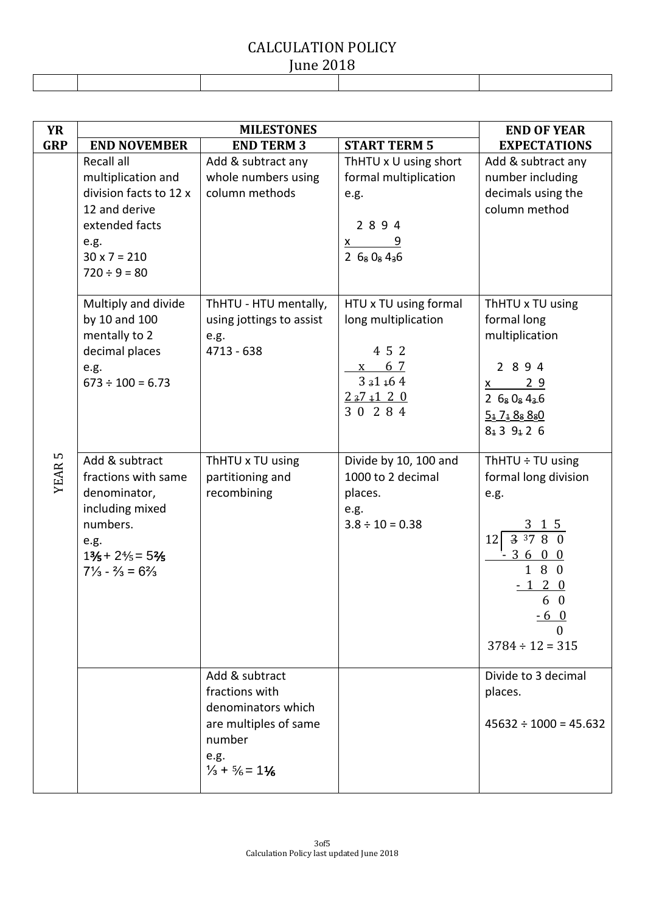# CALCULATION POLICY

June 2018

| YR GRP | MILESTONES | | | END OF YEAR EXPECTATIONS |
|---|---|---|---|---|
| | END NOVEMBER | END TERM 3 | START TERM 5 | |
| YEAR 5 | Recall all multiplication and division facts to 12 x 12 and derive extended facts e.g. 30 x 7 = 210 720 ÷ 9 = 80 | Add & subtract any whole numbers using column methods | ThHTU x U using short formal multiplication e.g. 2 8 9 4 x 9 = 2 6₈ 0₈ 4₃6 | Add & subtract any number including decimals using the column method |
| | Multiply and divide by 10 and 100 mentally to 2 decimal places e.g. 673 ÷ 100 = 6.73 | ThHTU - HTU mentally, using jottings to assist e.g. 4713 - 638 | HTU x TU using formal long multiplication: 4 5 2 x 6 7; 3 ₃1 ₁6 4; 2 ₃7 ₁1 2 0; 3 0 2 8 4 | ThHTU x TU using formal long multiplication: 2 8 9 4 x 2 9; 2 6₈ 0₈ 4₃6; 5₁ 7₁ 8₈ 8₈0; 8₁ 3 9₁ 2 6 |
| | Add & subtract fractions with same denominator, including mixed numbers. e.g. $1\frac{3}{5} + 2\frac{4}{5} = 5\frac{2}{5}$; $7\frac{1}{3} - \frac{2}{3} = 6\frac{2}{3}$ | ThHTU x TU using partitioning and recombining | Divide by 10, 100 and 1000 to 2 decimal places. e.g. 3.8 ÷ 10 = 0.38 | ThHTU ÷ TU using formal long division e.g. 12 ) 3 ³7 8 0 → 3 1 5; - 3 6 0 0; 1 8 0; - 1 2 0; 6 0; - 6 0; 0; 3784 ÷ 12 = 315 |
| | | Add & subtract fractions with denominators which are multiples of same number e.g. $\frac{1}{3} + \frac{5}{6} = 1\frac{1}{6}$ | | Divide to 3 decimal places. 45632 ÷ 1000 = 45.632 |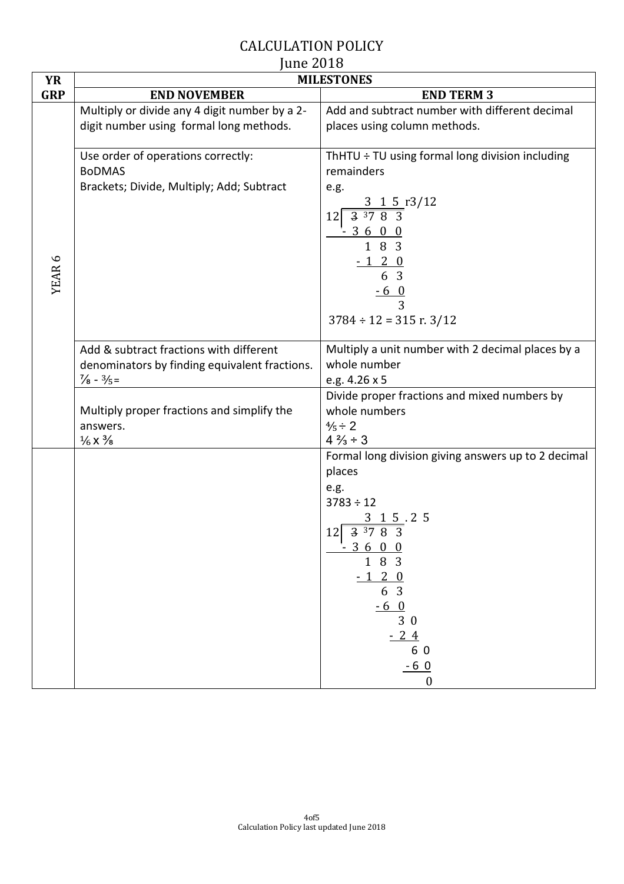# CALCULATION POLICY

## June 2018

| YR GRP | MILESTONES | |
|---|---|---|
| | **END NOVEMBER** | **END TERM 3** |
| YEAR 6 | Multiply or divide any 4 digit number by a 2-digit number using formal long methods. | Add and subtract number with different decimal places using column methods. |
| | Use order of operations correctly:<br>BoDMAS<br>Brackets; Divide, Multiply; Add; Subtract | ThHTU ÷ TU using formal long division including remainders<br>e.g.<br>3 1 5 r3/12<br>12 ⟌ ~~3~~ ³7 8 3<br>- 3 6 0 0<br>1 8 3<br>- 1 2 0<br>6 3<br>- 6 0<br>3<br>3784 ÷ 12 = 315 r. 3/12 |
| | Add & subtract fractions with different denominators by finding equivalent fractions.<br>$\frac{7}{8} - \frac{3}{5} =$ | Multiply a unit number with 2 decimal places by a whole number<br>e.g. 4.26 x 5 |
| | Multiply proper fractions and simplify the answers.<br>$\frac{1}{6} \times \frac{3}{8}$ | Divide proper fractions and mixed numbers by whole numbers<br>$\frac{4}{5} \div 2$<br>$4\frac{2}{3} \div 3$ |
| | | Formal long division giving answers up to 2 decimal places<br>e.g.<br>3783 ÷ 12<br>3 1 5 . 2 5<br>12 ⟌ ~~3~~ ³7 8 3<br>- 3 6 0 0<br>1 8 3<br>- 1 2 0<br>6 3<br>- 6 0<br>3 0<br>- 2 4<br>6 0<br>- 6 0<br>0 |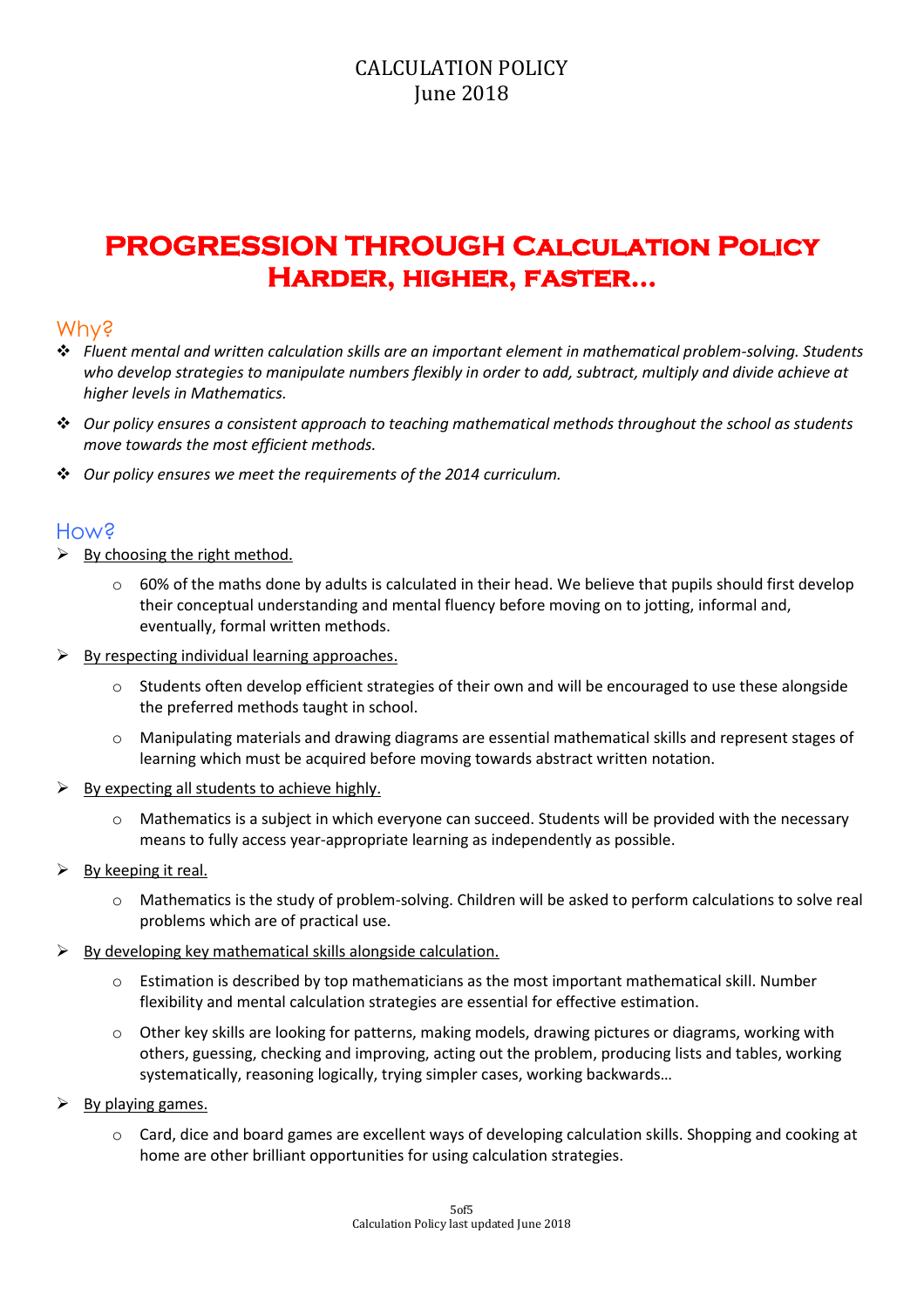# PROGRESSION THROUGH CALCULATION POLICY
## HARDER, HIGHER, FASTER…

## Why?

- *Fluent mental and written calculation skills are an important element in mathematical problem-solving. Students who develop strategies to manipulate numbers flexibly in order to add, subtract, multiply and divide achieve at higher levels in Mathematics.*
- *Our policy ensures a consistent approach to teaching mathematical methods throughout the school as students move towards the most efficient methods.*
- *Our policy ensures we meet the requirements of the 2014 curriculum.*

## How?

- <u>By choosing the right method.</u>
  - 60% of the maths done by adults is calculated in their head. We believe that pupils should first develop their conceptual understanding and mental fluency before moving on to jotting, informal and, eventually, formal written methods.
- <u>By respecting individual learning approaches.</u>
  - Students often develop efficient strategies of their own and will be encouraged to use these alongside the preferred methods taught in school.
  - Manipulating materials and drawing diagrams are essential mathematical skills and represent stages of learning which must be acquired before moving towards abstract written notation.
- <u>By expecting all students to achieve highly.</u>
  - Mathematics is a subject in which everyone can succeed. Students will be provided with the necessary means to fully access year-appropriate learning as independently as possible.
- <u>By keeping it real.</u>
  - Mathematics is the study of problem-solving. Children will be asked to perform calculations to solve real problems which are of practical use.
- <u>By developing key mathematical skills alongside calculation.</u>
  - Estimation is described by top mathematicians as the most important mathematical skill. Number flexibility and mental calculation strategies are essential for effective estimation.
  - Other key skills are looking for patterns, making models, drawing pictures or diagrams, working with others, guessing, checking and improving, acting out the problem, producing lists and tables, working systematically, reasoning logically, trying simpler cases, working backwards…
- <u>By playing games.</u>
  - Card, dice and board games are excellent ways of developing calculation skills. Shopping and cooking at home are other brilliant opportunities for using calculation strategies.